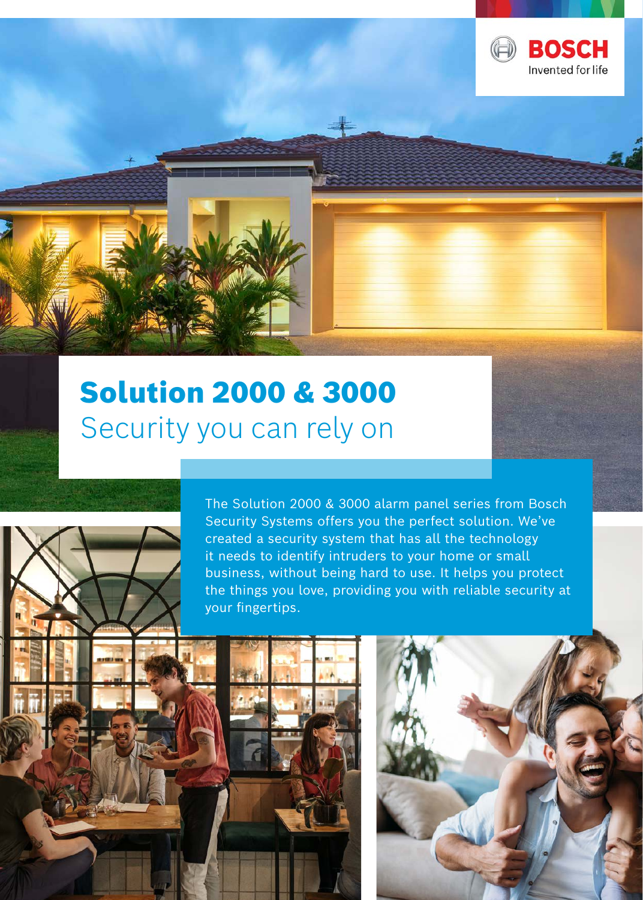BOSCH
Invented for life

# Solution 2000 & 3000

## Security you can rely on

The Solution 2000 & 3000 alarm panel series from Bosch Security Systems offers you the perfect solution. We've created a security system that has all the technology it needs to identify intruders to your home or small business, without being hard to use. It helps you protect the things you love, providing you with reliable security at your fingertips.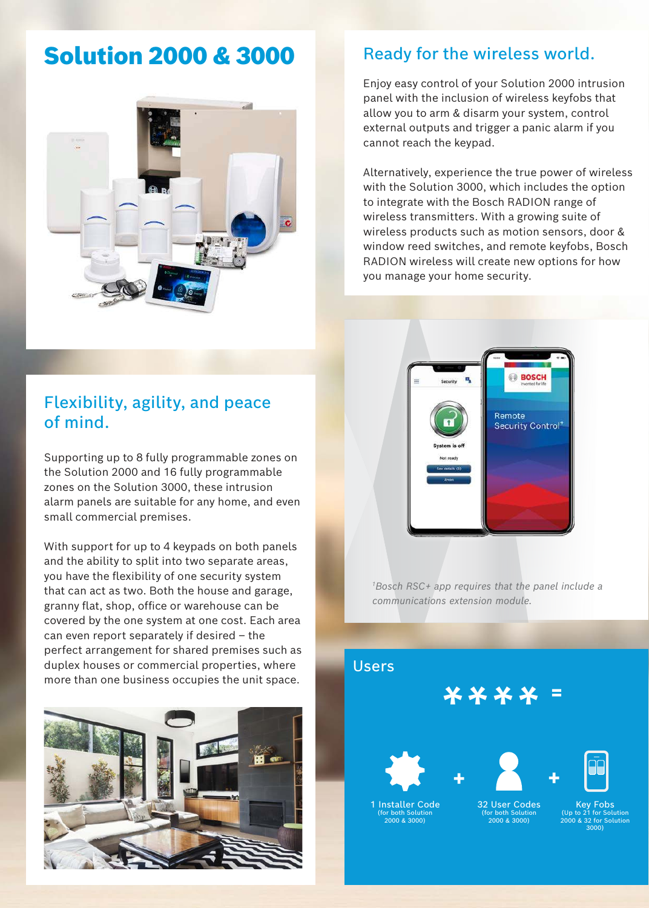# Solution 2000 & 3000

## Flexibility, agility, and peace of mind.

Supporting up to 8 fully programmable zones on the Solution 2000 and 16 fully programmable zones on the Solution 3000, these intrusion alarm panels are suitable for any home, and even small commercial premises.

With support for up to 4 keypads on both panels and the ability to split into two separate areas, you have the flexibility of one security system that can act as two. Both the house and garage, granny flat, shop, office or warehouse can be covered by the one system at one cost. Each area can even report separately if desired – the perfect arrangement for shared premises such as duplex houses or commercial properties, where more than one business occupies the unit space.

## Ready for the wireless world.

Enjoy easy control of your Solution 2000 intrusion panel with the inclusion of wireless keyfobs that allow you to arm & disarm your system, control external outputs and trigger a panic alarm if you cannot reach the keypad.

Alternatively, experience the true power of wireless with the Solution 3000, which includes the option to integrate with the Bosch RADION range of wireless transmitters. With a growing suite of wireless products such as motion sensors, door & window reed switches, and remote keyfobs, Bosch RADION wireless will create new options for how you manage your home security.

*[1]Bosch RSC+ app requires that the panel include a communications extension module.*

## Users

**** =

1 Installer Code (for both Solution 2000 & 3000) + 32 User Codes (for both Solution 2000 & 3000) + Key Fobs (Up to 21 for Solution 2000 & 32 for Solution 3000)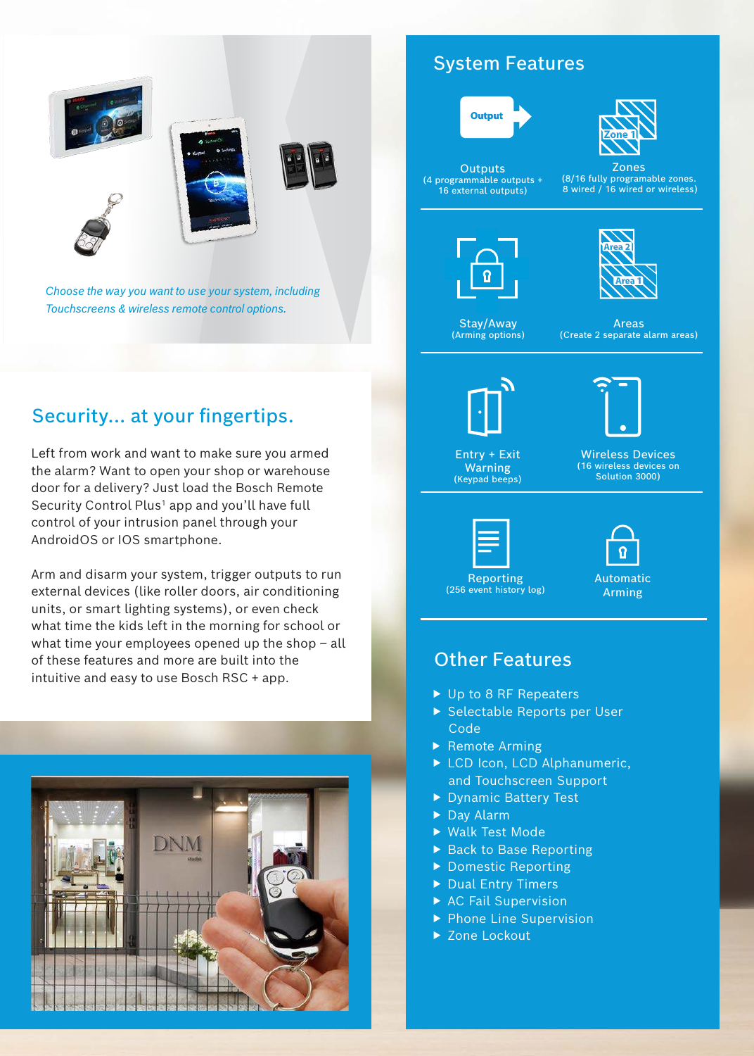*Choose the way you want to use your system, including Touchscreens & wireless remote control options.*

## Security... at your fingertips.

Left from work and want to make sure you armed the alarm? Want to open your shop or warehouse door for a delivery? Just load the Bosch Remote Security Control Plus[1] app and you'll have full control of your intrusion panel through your AndroidOS or IOS smartphone.

Arm and disarm your system, trigger outputs to run external devices (like roller doors, air conditioning units, or smart lighting systems), or even check what time the kids left in the morning for school or what time your employees opened up the shop – all of these features and more are built into the intuitive and easy to use Bosch RSC + app.

## System Features

**Outputs**
(4 programmable outputs + 16 external outputs)

**Zones**
(8/16 fully programable zones. 8 wired / 16 wired or wireless)

**Stay/Away**
(Arming options)

**Areas**
(Create 2 separate alarm areas)

**Entry + Exit Warning**
(Keypad beeps)

**Wireless Devices**
(16 wireless devices on Solution 3000)

**Reporting**
(256 event history log)

**Automatic Arming**

## Other Features

- Up to 8 RF Repeaters
- Selectable Reports per User Code
- Remote Arming
- LCD Icon, LCD Alphanumeric, and Touchscreen Support
- Dynamic Battery Test
- Day Alarm
- Walk Test Mode
- Back to Base Reporting
- Domestic Reporting
- Dual Entry Timers
- AC Fail Supervision
- Phone Line Supervision
- Zone Lockout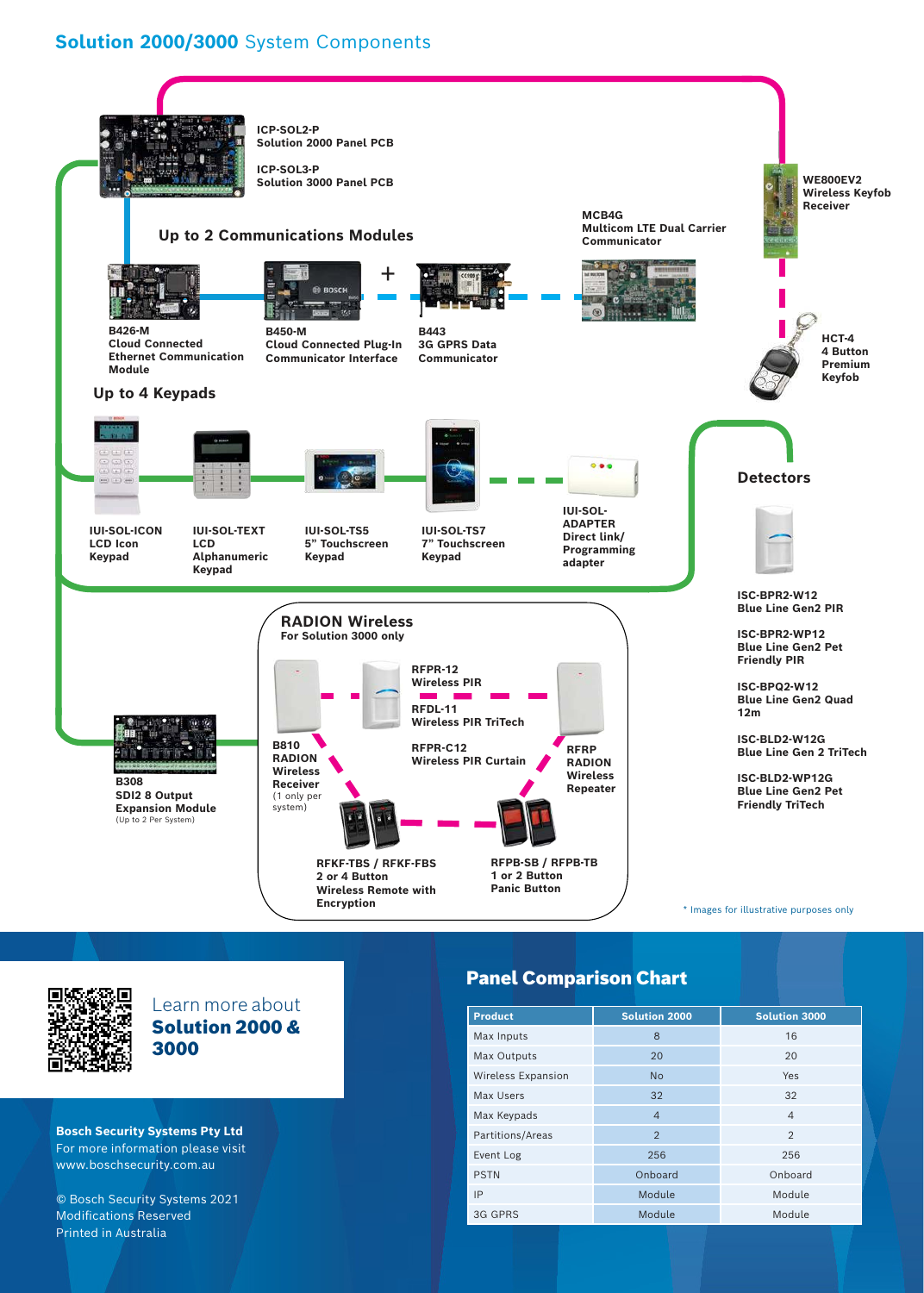# Solution 2000/3000 System Components

ICP-SOL2-P
Solution 2000 Panel PCB

ICP-SOL3-P
Solution 3000 Panel PCB

WE800EV2
Wireless Keyfob Receiver

MCB4G
Multicom LTE Dual Carrier Communicator

## Up to 2 Communications Modules

B426-M
Cloud Connected Ethernet Communication Module

B450-M
Cloud Connected Plug-In Communicator Interface

B443
3G GPRS Data Communicator

HCT-4
4 Button Premium Keyfob

## Up to 4 Keypads

IUI-SOL-ICON
LCD Icon Keypad

IUI-SOL-TEXT
LCD Alphanumeric Keypad

IUI-SOL-TS5
5" Touchscreen Keypad

IUI-SOL-TS7
7" Touchscreen Keypad

IUI-SOL-ADAPTER
Direct link/ Programming adapter

## Detectors

ISC-BPR2-W12
Blue Line Gen2 PIR

ISC-BPR2-WP12
Blue Line Gen2 Pet Friendly PIR

ISC-BPQ2-W12
Blue Line Gen2 Quad 12m

ISC-BLD2-W12G
Blue Line Gen 2 TriTech

ISC-BLD2-WP12G
Blue Line Gen2 Pet Friendly TriTech

## RADION Wireless
For Solution 3000 only

RFPR-12
Wireless PIR

RFDL-11
Wireless PIR TriTech

RFPR-C12
Wireless PIR Curtain

B810
RADION Wireless Receiver
(1 only per system)

RFRP
RADION Wireless Repeater

RFKF-TBS / RFKF-FBS
2 or 4 Button Wireless Remote with Encryption

RFPB-SB / RFPB-TB
1 or 2 Button Panic Button

B308
SDI2 8 Output Expansion Module
(Up to 2 Per System)

* Images for illustrative purposes only

Learn more about
**Solution 2000 & 3000**

## Panel Comparison Chart

| Product | Solution 2000 | Solution 3000 |
|---|---|---|
| Max Inputs | 8 | 16 |
| Max Outputs | 20 | 20 |
| Wireless Expansion | No | Yes |
| Max Users | 32 | 32 |
| Max Keypads | 4 | 4 |
| Partitions/Areas | 2 | 2 |
| Event Log | 256 | 256 |
| PSTN | Onboard | Onboard |
| IP | Module | Module |
| 3G GPRS | Module | Module |

**Bosch Security Systems Pty Ltd**
For more information please visit
www.boschsecurity.com.au

© Bosch Security Systems 2021
Modifications Reserved
Printed in Australia